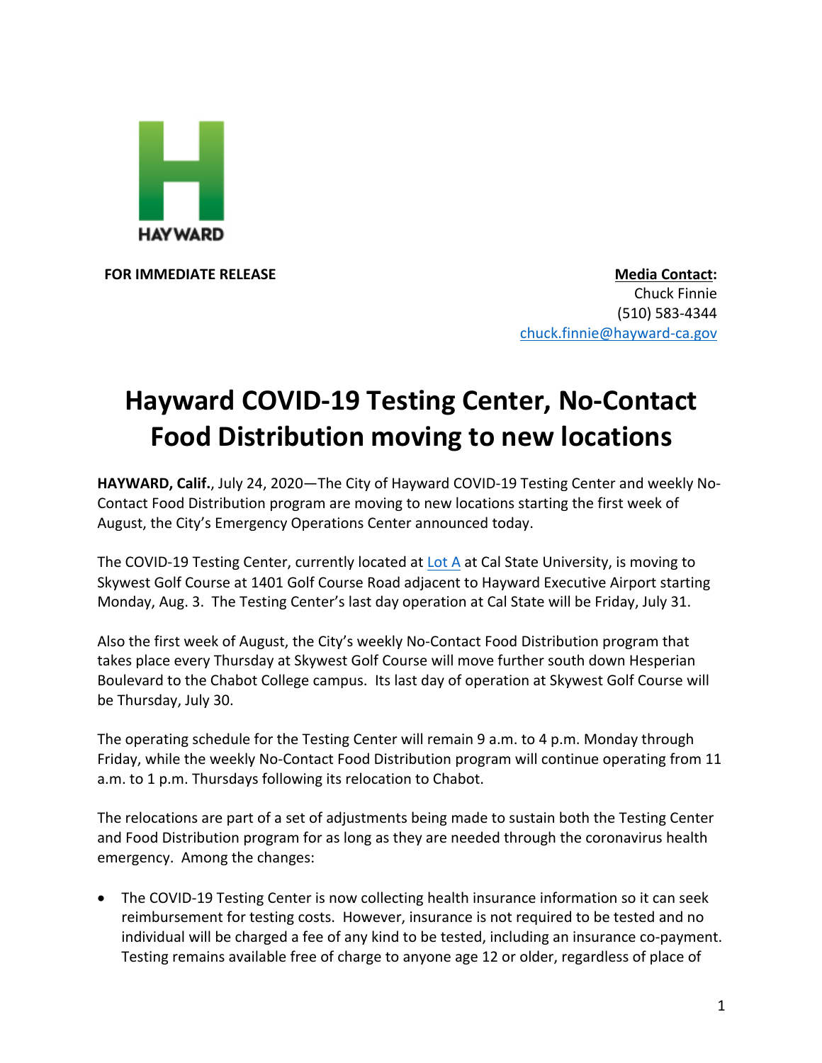HAYWARD

**FOR IMMEDIATE RELEASE**

**Media Contact:**
Chuck Finnie
(510) 583-4344
chuck.finnie@hayward-ca.gov

# Hayward COVID-19 Testing Center, No-Contact Food Distribution moving to new locations

**HAYWARD, Calif.**, July 24, 2020—The City of Hayward COVID-19 Testing Center and weekly No-Contact Food Distribution program are moving to new locations starting the first week of August, the City's Emergency Operations Center announced today.

The COVID-19 Testing Center, currently located at Lot A at Cal State University, is moving to Skywest Golf Course at 1401 Golf Course Road adjacent to Hayward Executive Airport starting Monday, Aug. 3. The Testing Center's last day operation at Cal State will be Friday, July 31.

Also the first week of August, the City's weekly No-Contact Food Distribution program that takes place every Thursday at Skywest Golf Course will move further south down Hesperian Boulevard to the Chabot College campus. Its last day of operation at Skywest Golf Course will be Thursday, July 30.

The operating schedule for the Testing Center will remain 9 a.m. to 4 p.m. Monday through Friday, while the weekly No-Contact Food Distribution program will continue operating from 11 a.m. to 1 p.m. Thursdays following its relocation to Chabot.

The relocations are part of a set of adjustments being made to sustain both the Testing Center and Food Distribution program for as long as they are needed through the coronavirus health emergency. Among the changes:

- The COVID-19 Testing Center is now collecting health insurance information so it can seek reimbursement for testing costs. However, insurance is not required to be tested and no individual will be charged a fee of any kind to be tested, including an insurance co-payment. Testing remains available free of charge to anyone age 12 or older, regardless of place of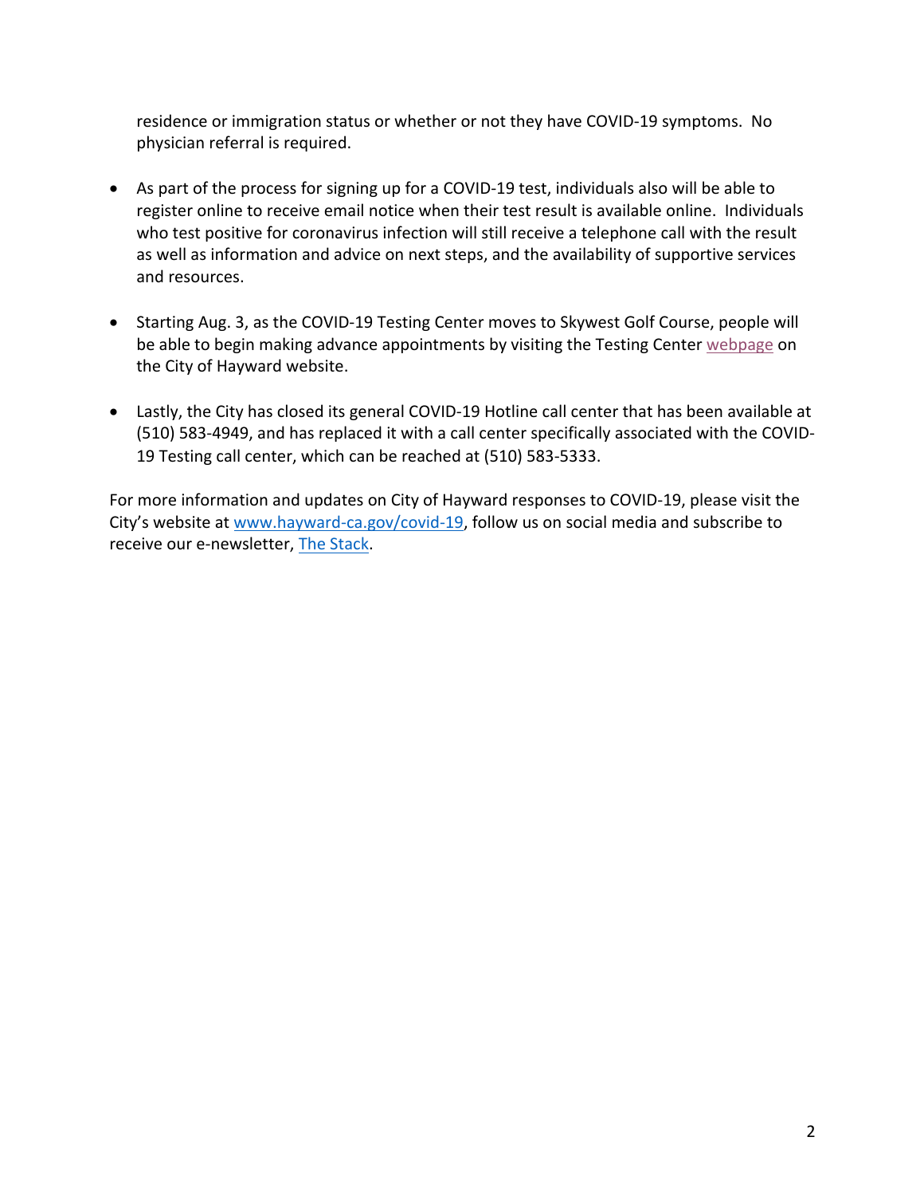residence or immigration status or whether or not they have COVID-19 symptoms. No physician referral is required.

- As part of the process for signing up for a COVID-19 test, individuals also will be able to register online to receive email notice when their test result is available online. Individuals who test positive for coronavirus infection will still receive a telephone call with the result as well as information and advice on next steps, and the availability of supportive services and resources.

- Starting Aug. 3, as the COVID-19 Testing Center moves to Skywest Golf Course, people will be able to begin making advance appointments by visiting the Testing Center webpage on the City of Hayward website.

- Lastly, the City has closed its general COVID-19 Hotline call center that has been available at (510) 583-4949, and has replaced it with a call center specifically associated with the COVID-19 Testing call center, which can be reached at (510) 583-5333.

For more information and updates on City of Hayward responses to COVID-19, please visit the City's website at www.hayward-ca.gov/covid-19, follow us on social media and subscribe to receive our e-newsletter, The Stack.